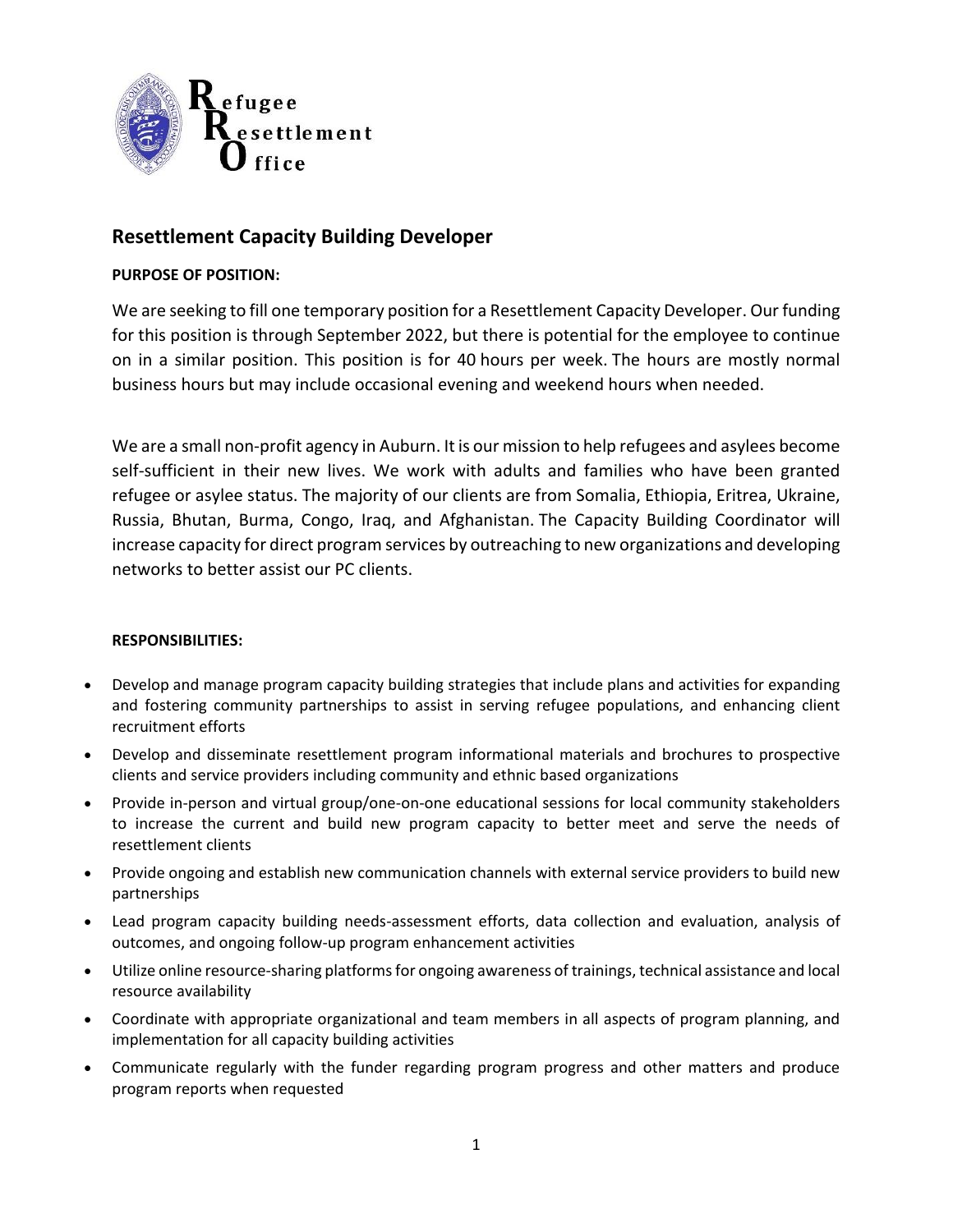**R**efugee
**R**esettlement
**O**ffice

## Resettlement Capacity Building Developer

**PURPOSE OF POSITION:**

We are seeking to fill one temporary position for a Resettlement Capacity Developer. Our funding for this position is through September 2022, but there is potential for the employee to continue on in a similar position. This position is for 40 hours per week. The hours are mostly normal business hours but may include occasional evening and weekend hours when needed.

We are a small non-profit agency in Auburn. It is our mission to help refugees and asylees become self-sufficient in their new lives. We work with adults and families who have been granted refugee or asylee status. The majority of our clients are from Somalia, Ethiopia, Eritrea, Ukraine, Russia, Bhutan, Burma, Congo, Iraq, and Afghanistan. The Capacity Building Coordinator will increase capacity for direct program services by outreaching to new organizations and developing networks to better assist our PC clients.

**RESPONSIBILITIES:**

- Develop and manage program capacity building strategies that include plans and activities for expanding and fostering community partnerships to assist in serving refugee populations, and enhancing client recruitment efforts
- Develop and disseminate resettlement program informational materials and brochures to prospective clients and service providers including community and ethnic based organizations
- Provide in-person and virtual group/one-on-one educational sessions for local community stakeholders to increase the current and build new program capacity to better meet and serve the needs of resettlement clients
- Provide ongoing and establish new communication channels with external service providers to build new partnerships
- Lead program capacity building needs-assessment efforts, data collection and evaluation, analysis of outcomes, and ongoing follow-up program enhancement activities
- Utilize online resource-sharing platforms for ongoing awareness of trainings, technical assistance and local resource availability
- Coordinate with appropriate organizational and team members in all aspects of program planning, and implementation for all capacity building activities
- Communicate regularly with the funder regarding program progress and other matters and produce program reports when requested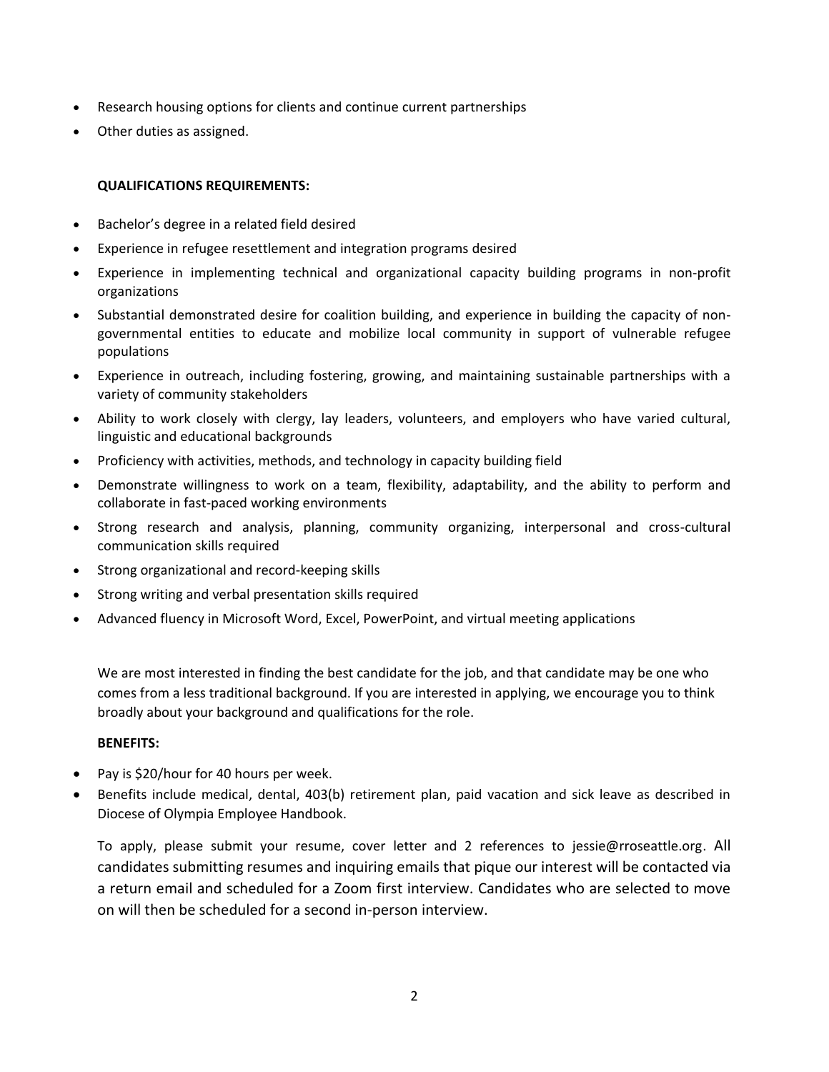- Research housing options for clients and continue current partnerships
- Other duties as assigned.

**QUALIFICATIONS REQUIREMENTS:**

- Bachelor's degree in a related field desired
- Experience in refugee resettlement and integration programs desired
- Experience in implementing technical and organizational capacity building programs in non-profit organizations
- Substantial demonstrated desire for coalition building, and experience in building the capacity of non-governmental entities to educate and mobilize local community in support of vulnerable refugee populations
- Experience in outreach, including fostering, growing, and maintaining sustainable partnerships with a variety of community stakeholders
- Ability to work closely with clergy, lay leaders, volunteers, and employers who have varied cultural, linguistic and educational backgrounds
- Proficiency with activities, methods, and technology in capacity building field
- Demonstrate willingness to work on a team, flexibility, adaptability, and the ability to perform and collaborate in fast-paced working environments
- Strong research and analysis, planning, community organizing, interpersonal and cross-cultural communication skills required
- Strong organizational and record-keeping skills
- Strong writing and verbal presentation skills required
- Advanced fluency in Microsoft Word, Excel, PowerPoint, and virtual meeting applications

We are most interested in finding the best candidate for the job, and that candidate may be one who comes from a less traditional background. If you are interested in applying, we encourage you to think broadly about your background and qualifications for the role.

**BENEFITS:**

- Pay is $20/hour for 40 hours per week.
- Benefits include medical, dental, 403(b) retirement plan, paid vacation and sick leave as described in Diocese of Olympia Employee Handbook.

To apply, please submit your resume, cover letter and 2 references to jessie@rroseattle.org. All candidates submitting resumes and inquiring emails that pique our interest will be contacted via a return email and scheduled for a Zoom first interview. Candidates who are selected to move on will then be scheduled for a second in-person interview.